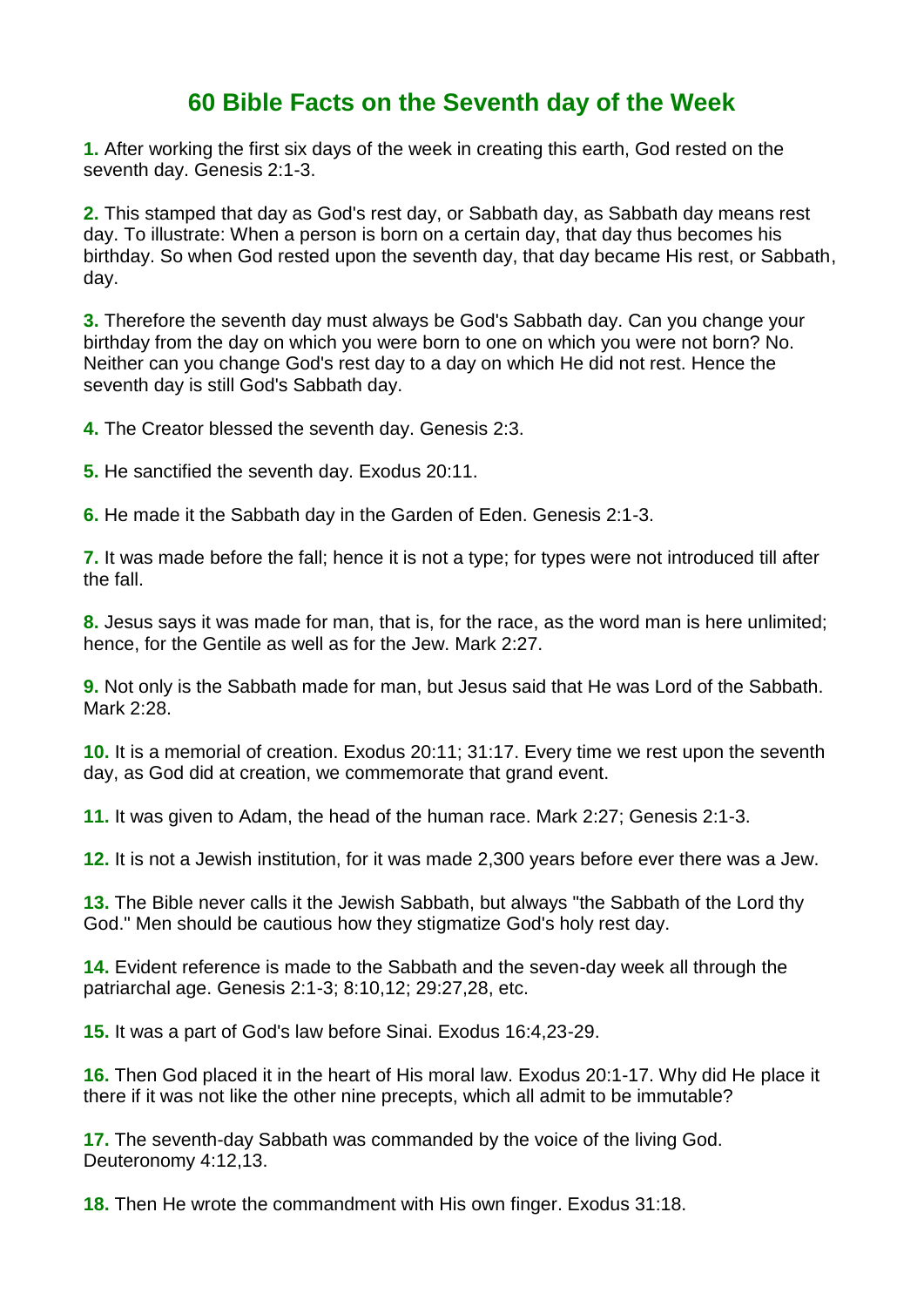# 60 Bible Facts on the Seventh day of the Week

**1.** After working the first six days of the week in creating this earth, God rested on the seventh day. Genesis 2:1-3.

**2.** This stamped that day as God's rest day, or Sabbath day, as Sabbath day means rest day. To illustrate: When a person is born on a certain day, that day thus becomes his birthday. So when God rested upon the seventh day, that day became His rest, or Sabbath, day.

**3.** Therefore the seventh day must always be God's Sabbath day. Can you change your birthday from the day on which you were born to one on which you were not born? No. Neither can you change God's rest day to a day on which He did not rest. Hence the seventh day is still God's Sabbath day.

**4.** The Creator blessed the seventh day. Genesis 2:3.

**5.** He sanctified the seventh day. Exodus 20:11.

**6.** He made it the Sabbath day in the Garden of Eden. Genesis 2:1-3.

**7.** It was made before the fall; hence it is not a type; for types were not introduced till after the fall.

**8.** Jesus says it was made for man, that is, for the race, as the word man is here unlimited; hence, for the Gentile as well as for the Jew. Mark 2:27.

**9.** Not only is the Sabbath made for man, but Jesus said that He was Lord of the Sabbath. Mark 2:28.

**10.** It is a memorial of creation. Exodus 20:11; 31:17. Every time we rest upon the seventh day, as God did at creation, we commemorate that grand event.

**11.** It was given to Adam, the head of the human race. Mark 2:27; Genesis 2:1-3.

**12.** It is not a Jewish institution, for it was made 2,300 years before ever there was a Jew.

**13.** The Bible never calls it the Jewish Sabbath, but always "the Sabbath of the Lord thy God." Men should be cautious how they stigmatize God's holy rest day.

**14.** Evident reference is made to the Sabbath and the seven-day week all through the patriarchal age. Genesis 2:1-3; 8:10,12; 29:27,28, etc.

**15.** It was a part of God's law before Sinai. Exodus 16:4,23-29.

**16.** Then God placed it in the heart of His moral law. Exodus 20:1-17. Why did He place it there if it was not like the other nine precepts, which all admit to be immutable?

**17.** The seventh-day Sabbath was commanded by the voice of the living God. Deuteronomy 4:12,13.

**18.** Then He wrote the commandment with His own finger. Exodus 31:18.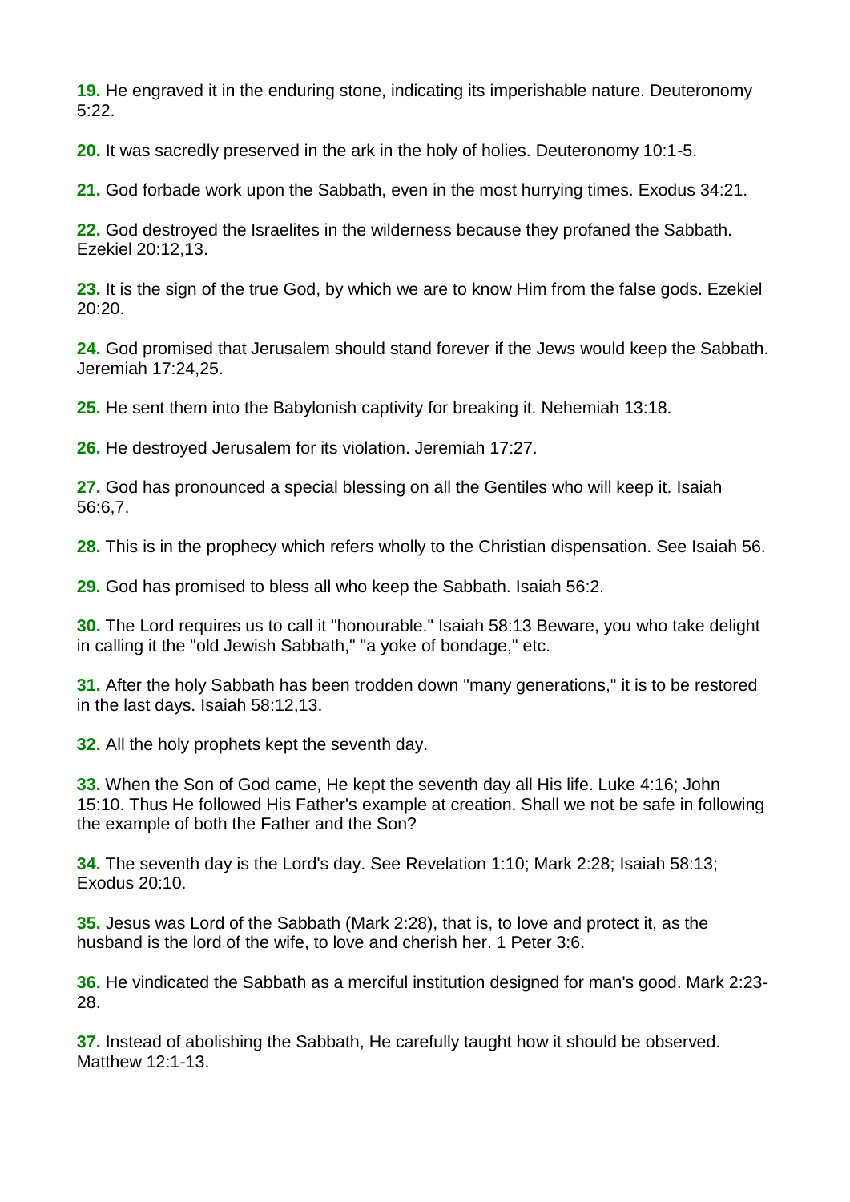**19.** He engraved it in the enduring stone, indicating its imperishable nature. Deuteronomy 5:22.

**20.** It was sacredly preserved in the ark in the holy of holies. Deuteronomy 10:1-5.

**21.** God forbade work upon the Sabbath, even in the most hurrying times. Exodus 34:21.

**22.** God destroyed the Israelites in the wilderness because they profaned the Sabbath. Ezekiel 20:12,13.

**23.** It is the sign of the true God, by which we are to know Him from the false gods. Ezekiel 20:20.

**24.** God promised that Jerusalem should stand forever if the Jews would keep the Sabbath. Jeremiah 17:24,25.

**25.** He sent them into the Babylonish captivity for breaking it. Nehemiah 13:18.

**26.** He destroyed Jerusalem for its violation. Jeremiah 17:27.

**27.** God has pronounced a special blessing on all the Gentiles who will keep it. Isaiah 56:6,7.

**28.** This is in the prophecy which refers wholly to the Christian dispensation. See Isaiah 56.

**29.** God has promised to bless all who keep the Sabbath. Isaiah 56:2.

**30.** The Lord requires us to call it "honourable." Isaiah 58:13 Beware, you who take delight in calling it the "old Jewish Sabbath," "a yoke of bondage," etc.

**31.** After the holy Sabbath has been trodden down "many generations," it is to be restored in the last days. Isaiah 58:12,13.

**32.** All the holy prophets kept the seventh day.

**33.** When the Son of God came, He kept the seventh day all His life. Luke 4:16; John 15:10. Thus He followed His Father's example at creation. Shall we not be safe in following the example of both the Father and the Son?

**34.** The seventh day is the Lord's day. See Revelation 1:10; Mark 2:28; Isaiah 58:13; Exodus 20:10.

**35.** Jesus was Lord of the Sabbath (Mark 2:28), that is, to love and protect it, as the husband is the lord of the wife, to love and cherish her. 1 Peter 3:6.

**36.** He vindicated the Sabbath as a merciful institution designed for man's good. Mark 2:23-28.

**37.** Instead of abolishing the Sabbath, He carefully taught how it should be observed. Matthew 12:1-13.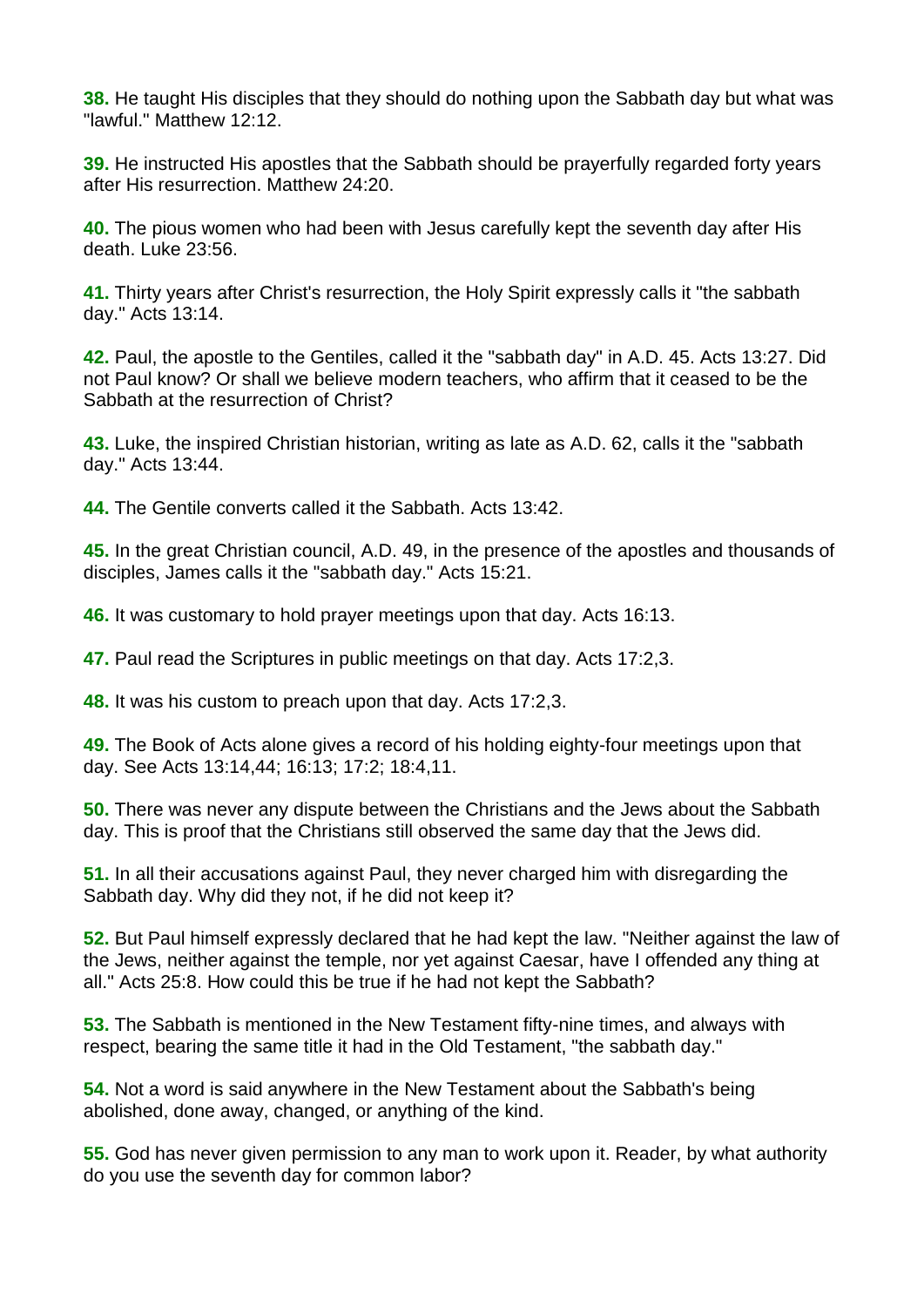**38.** He taught His disciples that they should do nothing upon the Sabbath day but what was "lawful." Matthew 12:12.

**39.** He instructed His apostles that the Sabbath should be prayerfully regarded forty years after His resurrection. Matthew 24:20.

**40.** The pious women who had been with Jesus carefully kept the seventh day after His death. Luke 23:56.

**41.** Thirty years after Christ's resurrection, the Holy Spirit expressly calls it "the sabbath day." Acts 13:14.

**42.** Paul, the apostle to the Gentiles, called it the "sabbath day" in A.D. 45. Acts 13:27. Did not Paul know? Or shall we believe modern teachers, who affirm that it ceased to be the Sabbath at the resurrection of Christ?

**43.** Luke, the inspired Christian historian, writing as late as A.D. 62, calls it the "sabbath day." Acts 13:44.

**44.** The Gentile converts called it the Sabbath. Acts 13:42.

**45.** In the great Christian council, A.D. 49, in the presence of the apostles and thousands of disciples, James calls it the "sabbath day." Acts 15:21.

**46.** It was customary to hold prayer meetings upon that day. Acts 16:13.

**47.** Paul read the Scriptures in public meetings on that day. Acts 17:2,3.

**48.** It was his custom to preach upon that day. Acts 17:2,3.

**49.** The Book of Acts alone gives a record of his holding eighty-four meetings upon that day. See Acts 13:14,44; 16:13; 17:2; 18:4,11.

**50.** There was never any dispute between the Christians and the Jews about the Sabbath day. This is proof that the Christians still observed the same day that the Jews did.

**51.** In all their accusations against Paul, they never charged him with disregarding the Sabbath day. Why did they not, if he did not keep it?

**52.** But Paul himself expressly declared that he had kept the law. "Neither against the law of the Jews, neither against the temple, nor yet against Caesar, have I offended any thing at all." Acts 25:8. How could this be true if he had not kept the Sabbath?

**53.** The Sabbath is mentioned in the New Testament fifty-nine times, and always with respect, bearing the same title it had in the Old Testament, "the sabbath day."

**54.** Not a word is said anywhere in the New Testament about the Sabbath's being abolished, done away, changed, or anything of the kind.

**55.** God has never given permission to any man to work upon it. Reader, by what authority do you use the seventh day for common labor?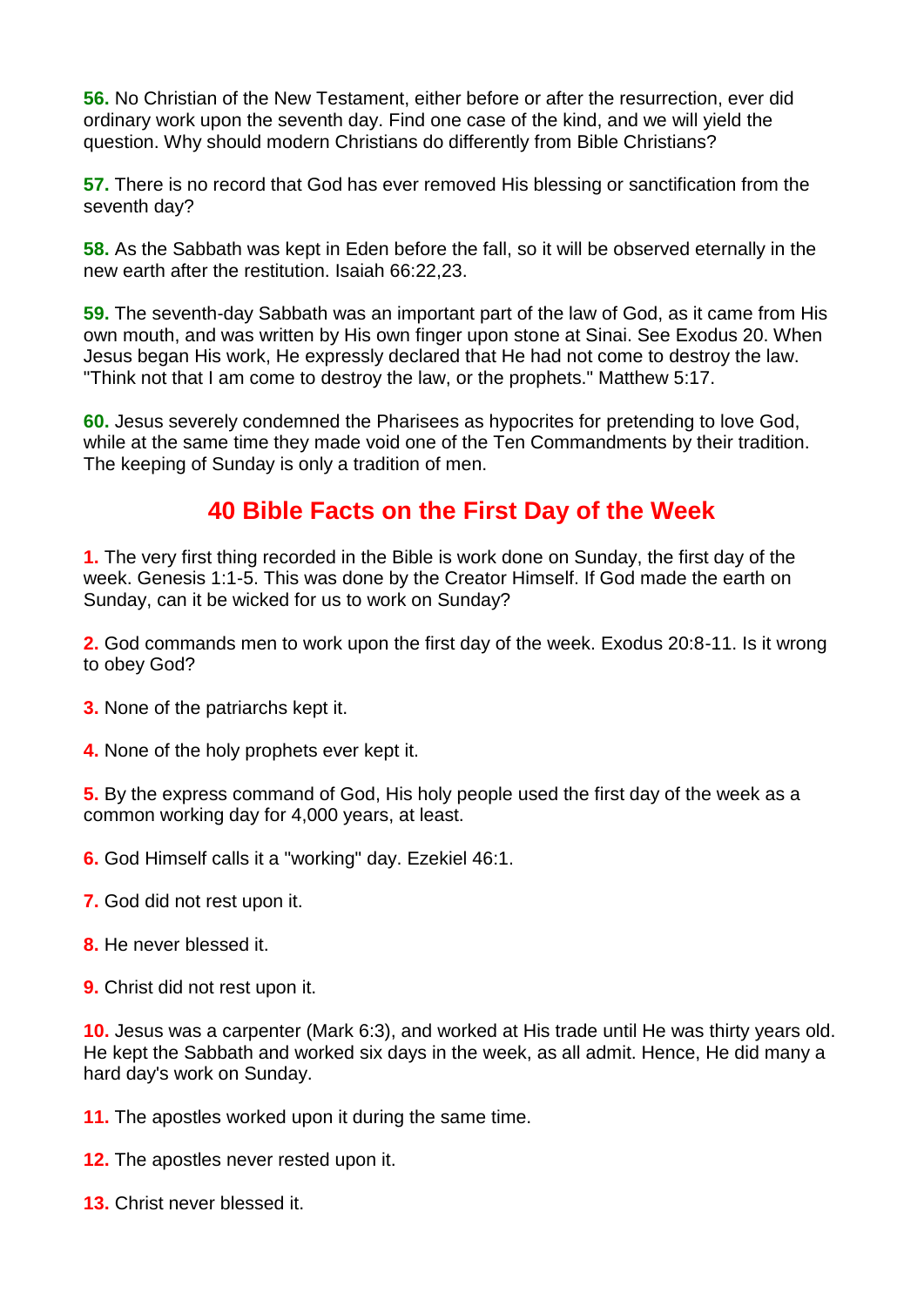**56.** No Christian of the New Testament, either before or after the resurrection, ever did ordinary work upon the seventh day. Find one case of the kind, and we will yield the question. Why should modern Christians do differently from Bible Christians?

**57.** There is no record that God has ever removed His blessing or sanctification from the seventh day?

**58.** As the Sabbath was kept in Eden before the fall, so it will be observed eternally in the new earth after the restitution. Isaiah 66:22,23.

**59.** The seventh-day Sabbath was an important part of the law of God, as it came from His own mouth, and was written by His own finger upon stone at Sinai. See Exodus 20. When Jesus began His work, He expressly declared that He had not come to destroy the law. "Think not that I am come to destroy the law, or the prophets." Matthew 5:17.

**60.** Jesus severely condemned the Pharisees as hypocrites for pretending to love God, while at the same time they made void one of the Ten Commandments by their tradition. The keeping of Sunday is only a tradition of men.

## 40 Bible Facts on the First Day of the Week

**1.** The very first thing recorded in the Bible is work done on Sunday, the first day of the week. Genesis 1:1-5. This was done by the Creator Himself. If God made the earth on Sunday, can it be wicked for us to work on Sunday?

**2.** God commands men to work upon the first day of the week. Exodus 20:8-11. Is it wrong to obey God?

**3.** None of the patriarchs kept it.

**4.** None of the holy prophets ever kept it.

**5.** By the express command of God, His holy people used the first day of the week as a common working day for 4,000 years, at least.

**6.** God Himself calls it a "working" day. Ezekiel 46:1.

**7.** God did not rest upon it.

**8.** He never blessed it.

**9.** Christ did not rest upon it.

**10.** Jesus was a carpenter (Mark 6:3), and worked at His trade until He was thirty years old. He kept the Sabbath and worked six days in the week, as all admit. Hence, He did many a hard day's work on Sunday.

**11.** The apostles worked upon it during the same time.

**12.** The apostles never rested upon it.

**13.** Christ never blessed it.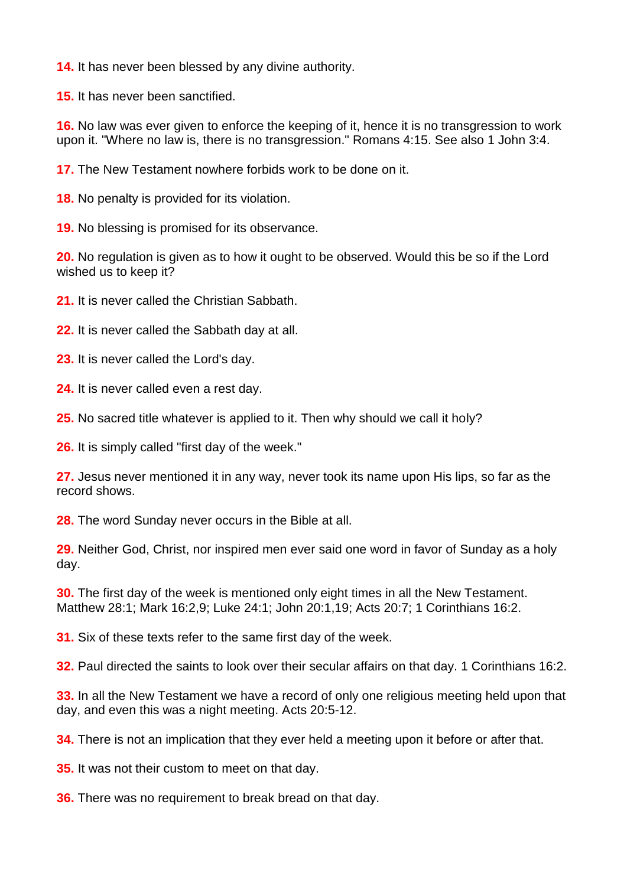**14.** It has never been blessed by any divine authority.

**15.** It has never been sanctified.

**16.** No law was ever given to enforce the keeping of it, hence it is no transgression to work upon it. "Where no law is, there is no transgression." Romans 4:15. See also 1 John 3:4.

**17.** The New Testament nowhere forbids work to be done on it.

**18.** No penalty is provided for its violation.

**19.** No blessing is promised for its observance.

**20.** No regulation is given as to how it ought to be observed. Would this be so if the Lord wished us to keep it?

**21.** It is never called the Christian Sabbath.

**22.** It is never called the Sabbath day at all.

**23.** It is never called the Lord's day.

**24.** It is never called even a rest day.

**25.** No sacred title whatever is applied to it. Then why should we call it holy?

**26.** It is simply called "first day of the week."

**27.** Jesus never mentioned it in any way, never took its name upon His lips, so far as the record shows.

**28.** The word Sunday never occurs in the Bible at all.

**29.** Neither God, Christ, nor inspired men ever said one word in favor of Sunday as a holy day.

**30.** The first day of the week is mentioned only eight times in all the New Testament. Matthew 28:1; Mark 16:2,9; Luke 24:1; John 20:1,19; Acts 20:7; 1 Corinthians 16:2.

**31.** Six of these texts refer to the same first day of the week.

**32.** Paul directed the saints to look over their secular affairs on that day. 1 Corinthians 16:2.

**33.** In all the New Testament we have a record of only one religious meeting held upon that day, and even this was a night meeting. Acts 20:5-12.

**34.** There is not an implication that they ever held a meeting upon it before or after that.

**35.** It was not their custom to meet on that day.

**36.** There was no requirement to break bread on that day.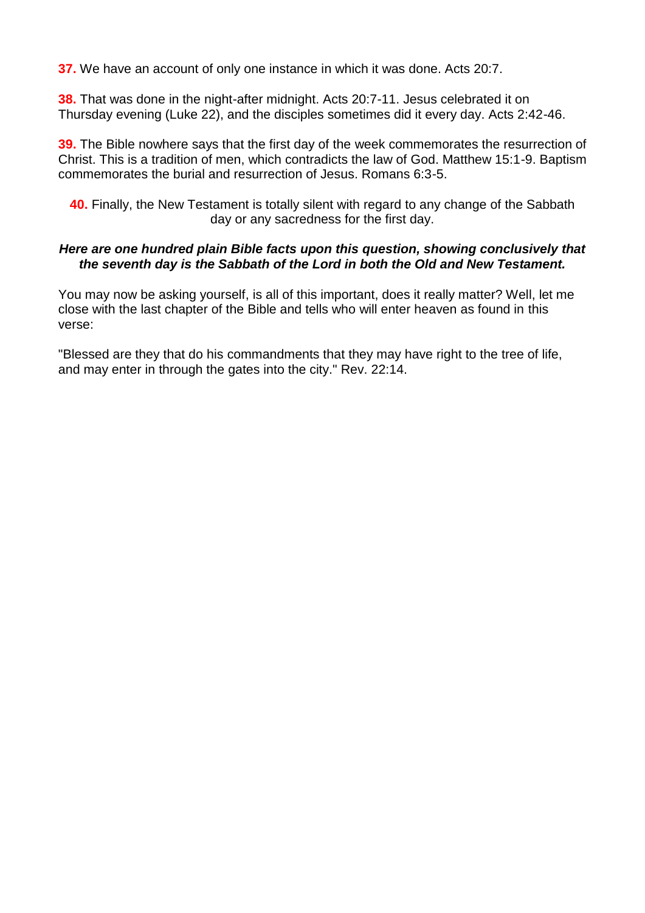**37.** We have an account of only one instance in which it was done. Acts 20:7.

**38.** That was done in the night-after midnight. Acts 20:7-11. Jesus celebrated it on Thursday evening (Luke 22), and the disciples sometimes did it every day. Acts 2:42-46.

**39.** The Bible nowhere says that the first day of the week commemorates the resurrection of Christ. This is a tradition of men, which contradicts the law of God. Matthew 15:1-9. Baptism commemorates the burial and resurrection of Jesus. Romans 6:3-5.

**40.** Finally, the New Testament is totally silent with regard to any change of the Sabbath day or any sacredness for the first day.

***Here are one hundred plain Bible facts upon this question, showing conclusively that the seventh day is the Sabbath of the Lord in both the Old and New Testament.***

You may now be asking yourself, is all of this important, does it really matter? Well, let me close with the last chapter of the Bible and tells who will enter heaven as found in this verse:

"Blessed are they that do his commandments that they may have right to the tree of life, and may enter in through the gates into the city." Rev. 22:14.